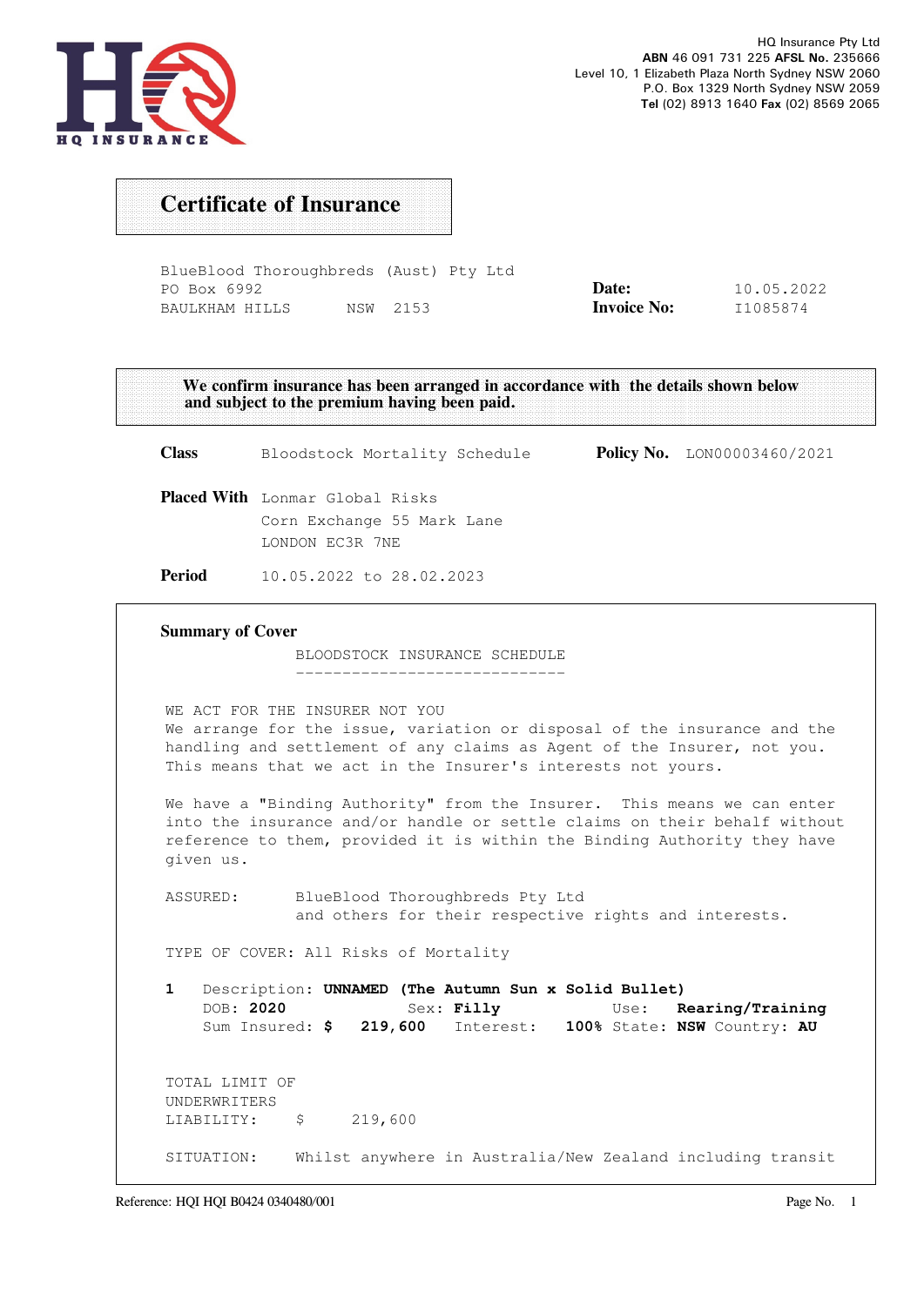HQ INSURANCE

HQ Insurance Pty Ltd
**ABN** 46 091 731 225 **AFSL No.** 235666
Level 10, 1 Elizabeth Plaza North Sydney NSW 2060
P.O. Box 1329 North Sydney NSW 2059
**Tel** (02) 8913 1640 **Fax** (02) 8569 2065

# Certificate of Insurance

BlueBlood Thoroughbreds (Aust) Pty Ltd
PO Box 6992
BAULKHAM HILLS NSW 2153

**Date:** 10.05.2022
**Invoice No:** I1085874

**We confirm insurance has been arranged in accordance with the details shown below and subject to the premium having been paid.**

**Class** Bloodstock Mortality Schedule **Policy No.** LON00003460/2021

**Placed With** Lonmar Global Risks
Corn Exchange 55 Mark Lane
LONDON EC3R 7NE

**Period** 10.05.2022 to 28.02.2023

## Summary of Cover

BLOODSTOCK INSURANCE SCHEDULE

WE ACT FOR THE INSURER NOT YOU
We arrange for the issue, variation or disposal of the insurance and the handling and settlement of any claims as Agent of the Insurer, not you. This means that we act in the Insurer's interests not yours.

We have a "Binding Authority" from the Insurer. This means we can enter into the insurance and/or handle or settle claims on their behalf without reference to them, provided it is within the Binding Authority they have given us.

ASSURED: BlueBlood Thoroughbreds Pty Ltd
and others for their respective rights and interests.

TYPE OF COVER: All Risks of Mortality

**1** Description: **UNNAMED (The Autumn Sun x Solid Bullet)**
DOB: **2020** Sex: **Filly** Use: **Rearing/Training**
Sum Insured: **$ 219,600** Interest: **100%** State: **NSW** Country: **AU**

TOTAL LIMIT OF UNDERWRITERS LIABILITY: $ 219,600

SITUATION: Whilst anywhere in Australia/New Zealand including transit

Reference: HQI HQI B0424 0340480/001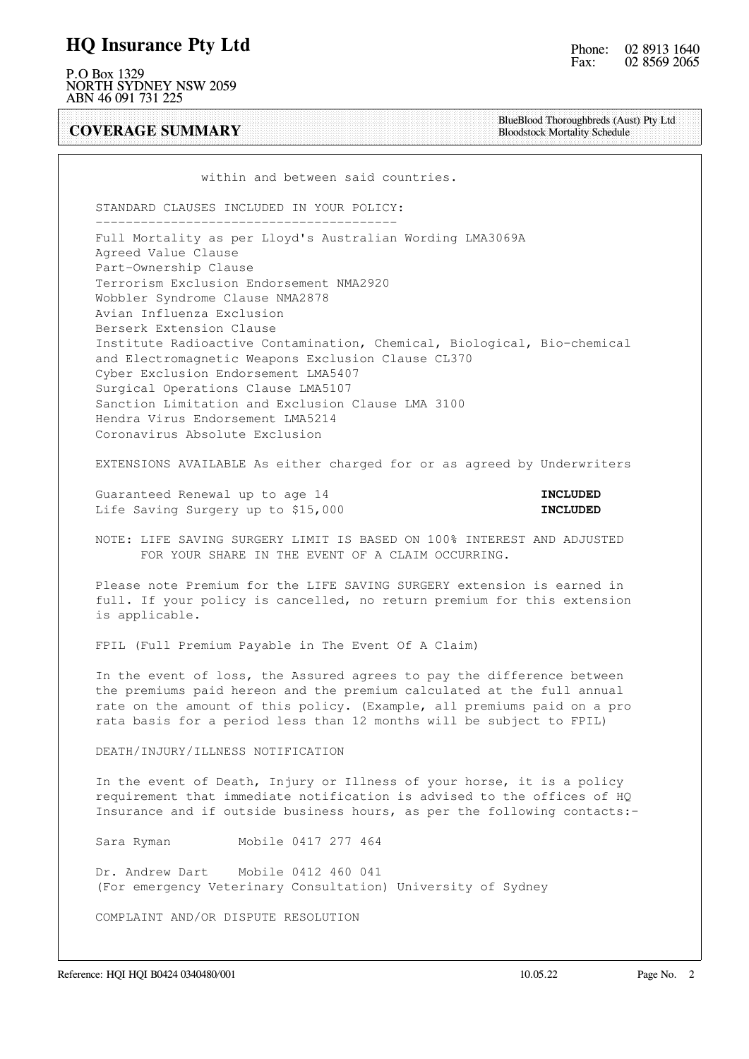# HQ Insurance Pty Ltd

P.O Box 1329
NORTH SYDNEY NSW 2059
ABN 46 091 731 225

Phone: 02 8913 1640
Fax: 02 8569 2065

## COVERAGE SUMMARY

BlueBlood Thoroughbreds (Aust) Pty Ltd
Bloodstock Mortality Schedule

within and between said countries.

STANDARD CLAUSES INCLUDED IN YOUR POLICY:

Full Mortality as per Lloyd's Australian Wording LMA3069A
Agreed Value Clause
Part-Ownership Clause
Terrorism Exclusion Endorsement NMA2920
Wobbler Syndrome Clause NMA2878
Avian Influenza Exclusion
Berserk Extension Clause
Institute Radioactive Contamination, Chemical, Biological, Bio-chemical and Electromagnetic Weapons Exclusion Clause CL370
Cyber Exclusion Endorsement LMA5407
Surgical Operations Clause LMA5107
Sanction Limitation and Exclusion Clause LMA 3100
Hendra Virus Endorsement LMA5214
Coronavirus Absolute Exclusion

EXTENSIONS AVAILABLE As either charged for or as agreed by Underwriters

| | |
|---|---|
| Guaranteed Renewal up to age 14 | **INCLUDED** |
| Life Saving Surgery up to $15,000 | **INCLUDED** |

NOTE: LIFE SAVING SURGERY LIMIT IS BASED ON 100% INTEREST AND ADJUSTED FOR YOUR SHARE IN THE EVENT OF A CLAIM OCCURRING.

Please note Premium for the LIFE SAVING SURGERY extension is earned in full. If your policy is cancelled, no return premium for this extension is applicable.

FPIL (Full Premium Payable in The Event Of A Claim)

In the event of loss, the Assured agrees to pay the difference between the premiums paid hereon and the premium calculated at the full annual rate on the amount of this policy. (Example, all premiums paid on a pro rata basis for a period less than 12 months will be subject to FPIL)

DEATH/INJURY/ILLNESS NOTIFICATION

In the event of Death, Injury or Illness of your horse, it is a policy requirement that immediate notification is advised to the offices of HQ Insurance and if outside business hours, as per the following contacts:-

Sara Ryman Mobile 0417 277 464

Dr. Andrew Dart Mobile 0412 460 041
(For emergency Veterinary Consultation) University of Sydney

COMPLAINT AND/OR DISPUTE RESOLUTION

Reference: HQI HQI B0424 0340480/001 10.05.22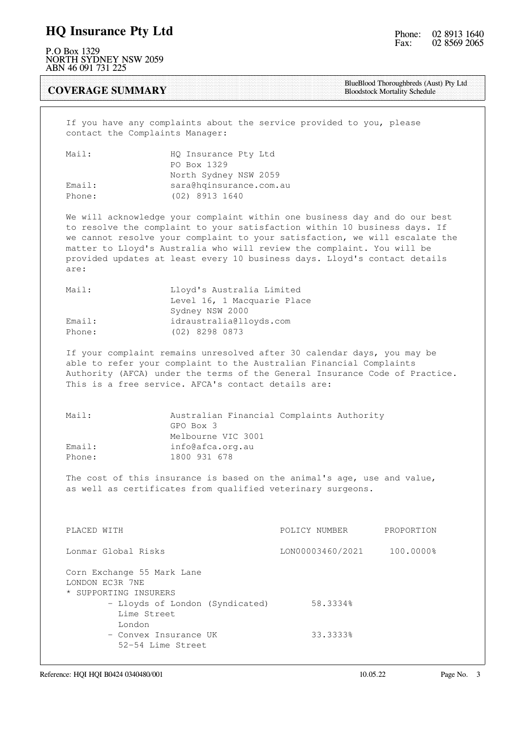# HQ Insurance Pty Ltd

P.O Box 1329
NORTH SYDNEY NSW 2059
ABN 46 091 731 225

Phone: 02 8913 1640
Fax: 02 8569 2065

## COVERAGE SUMMARY

BlueBlood Thoroughbreds (Aust) Pty Ltd
Bloodstock Mortality Schedule

If you have any complaints about the service provided to you, please contact the Complaints Manager:

| | |
|---|---|
| Mail: | HQ Insurance Pty Ltd<br>PO Box 1329<br>North Sydney NSW 2059 |
| Email: | sara@hqinsurance.com.au |
| Phone: | (02) 8913 1640 |

We will acknowledge your complaint within one business day and do our best to resolve the complaint to your satisfaction within 10 business days. If we cannot resolve your complaint to your satisfaction, we will escalate the matter to Lloyd's Australia who will review the complaint. You will be provided updates at least every 10 business days. Lloyd's contact details are:

| | |
|---|---|
| Mail: | Lloyd's Australia Limited<br>Level 16, 1 Macquarie Place<br>Sydney NSW 2000 |
| Email: | idraustralia@lloyds.com |
| Phone: | (02) 8298 0873 |

If your complaint remains unresolved after 30 calendar days, you may be able to refer your complaint to the Australian Financial Complaints Authority (AFCA) under the terms of the General Insurance Code of Practice. This is a free service. AFCA's contact details are:

| | |
|---|---|
| Mail: | Australian Financial Complaints Authority<br>GPO Box 3<br>Melbourne VIC 3001 |
| Email: | info@afca.org.au |
| Phone: | 1800 931 678 |

The cost of this insurance is based on the animal's age, use and value, as well as certificates from qualified veterinary surgeons.

| PLACED WITH | | POLICY NUMBER | PROPORTION |
|---|---|---|---|
| Lonmar Global Risks | | LON00003460/2021 | 100.0000% |
| Corn Exchange 55 Mark Lane<br>LONDON EC3R 7NE | | | |
| * SUPPORTING INSURERS | | | |
| - Lloyds of London (Syndicated)<br>Lime Street<br>London | 58.3334% | | |
| - Convex Insurance UK<br>52-54 Lime Street | 33.3333% | | |

Reference: HQI HQI B0424 0340480/001 10.05.22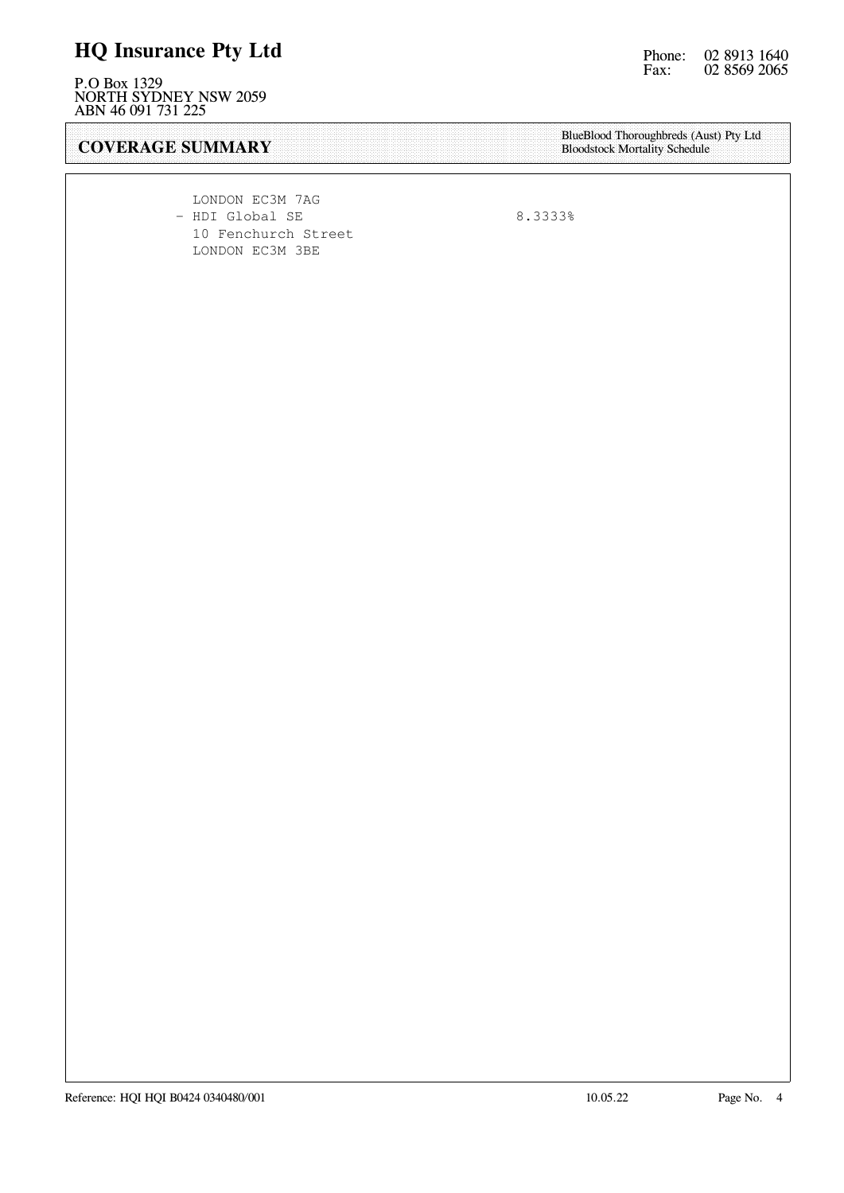LONDON EC3M 7AG

| | |
|---|---|
| - HDI Global SE | 8.3333% |

10 Fenchurch Street
LONDON EC3M 3BE